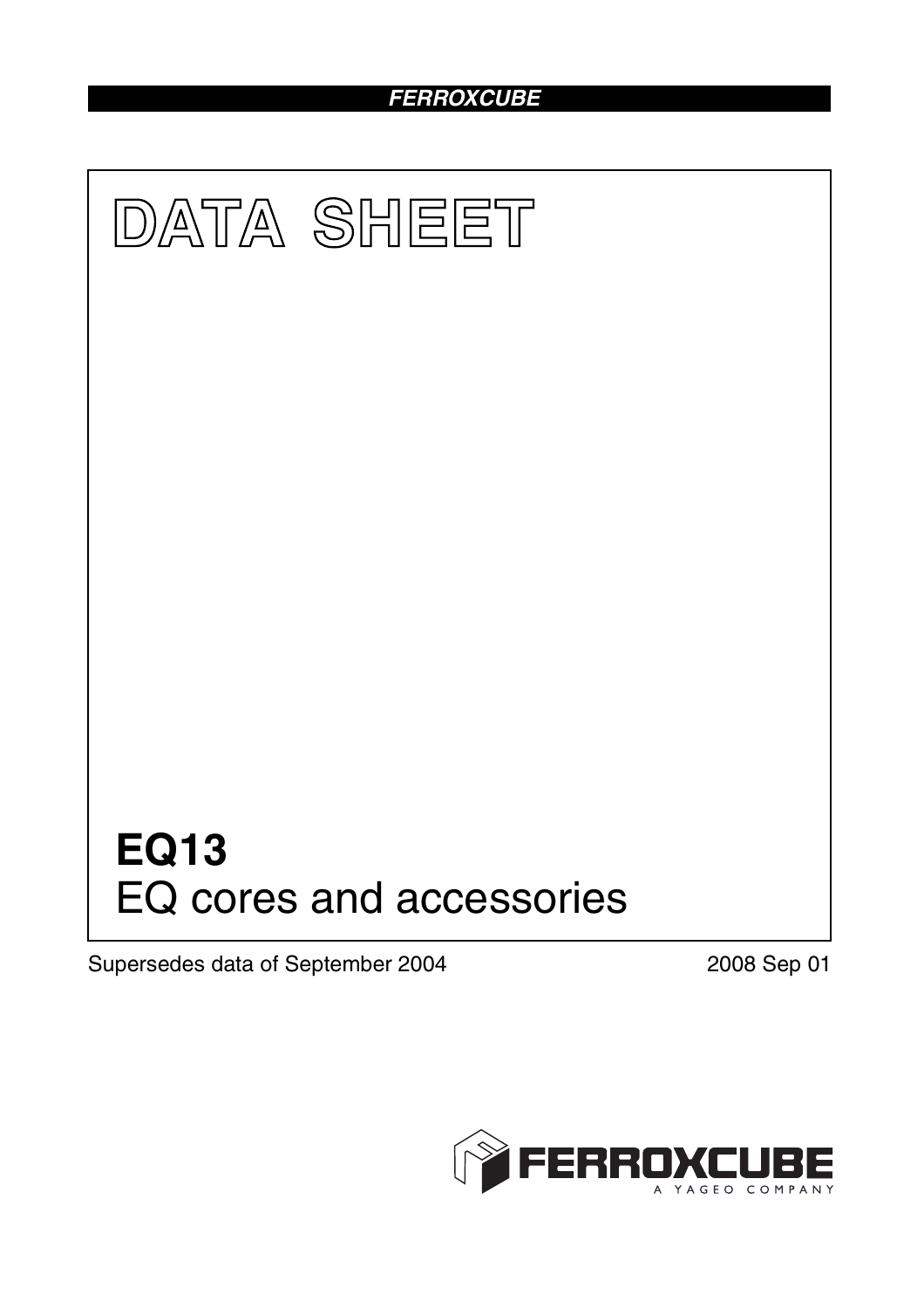# DATA SHEET

# EQ13

## EQ cores and accessories

Supersedes data of September 2004

2008 Sep 01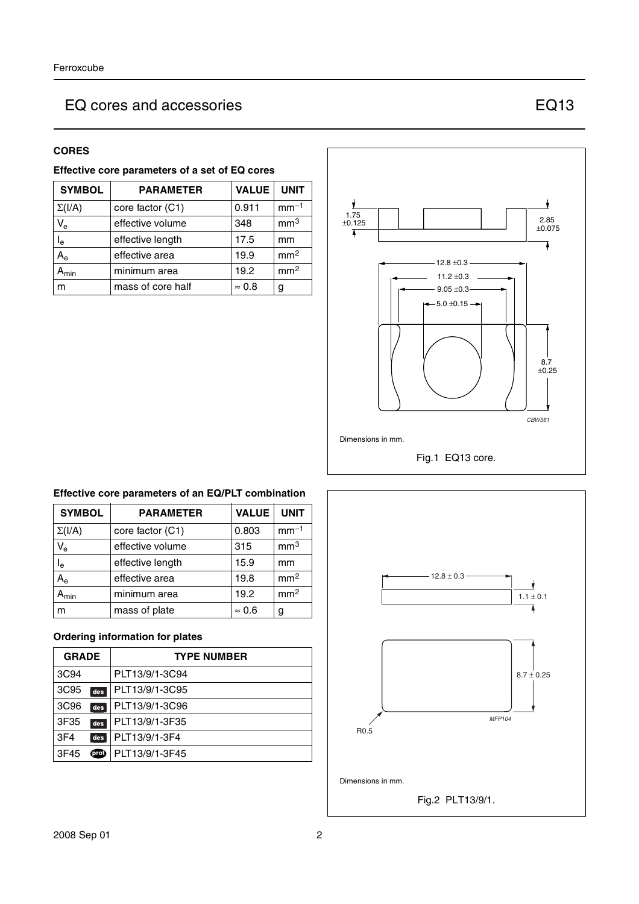# EQ cores and accessories — EQ13

## CORES

### Effective core parameters of a set of EQ cores

| SYMBOL | PARAMETER | VALUE | UNIT |
|---|---|---|---|
| $\Sigma(I/A)$ | core factor (C1) | 0.911 | $mm^{-1}$ |
| $V_e$ | effective volume | 348 | $mm^3$ |
| $l_e$ | effective length | 17.5 | mm |
| $A_e$ | effective area | 19.9 | $mm^2$ |
| $A_{min}$ | minimum area | 19.2 | $mm^2$ |
| m | mass of core half | ≈ 0.8 | g |

Dimensions in mm.

Fig.1 EQ13 core.

### Effective core parameters of an EQ/PLT combination

| SYMBOL | PARAMETER | VALUE | UNIT |
|---|---|---|---|
| $\Sigma(I/A)$ | core factor (C1) | 0.803 | $mm^{-1}$ |
| $V_e$ | effective volume | 315 | $mm^3$ |
| $l_e$ | effective length | 15.9 | mm |
| $A_e$ | effective area | 19.8 | $mm^2$ |
| $A_{min}$ | minimum area | 19.2 | $mm^2$ |
| m | mass of plate | ≈ 0.6 | g |

### Ordering information for plates

| GRADE | TYPE NUMBER |
|---|---|
| 3C94 | PLT13/9/1-3C94 |
| 3C95 des | PLT13/9/1-3C95 |
| 3C96 des | PLT13/9/1-3C96 |
| 3F35 des | PLT13/9/1-3F35 |
| 3F4 des | PLT13/9/1-3F4 |
| 3F45 prot | PLT13/9/1-3F45 |

Dimensions in mm.

Fig.2 PLT13/9/1.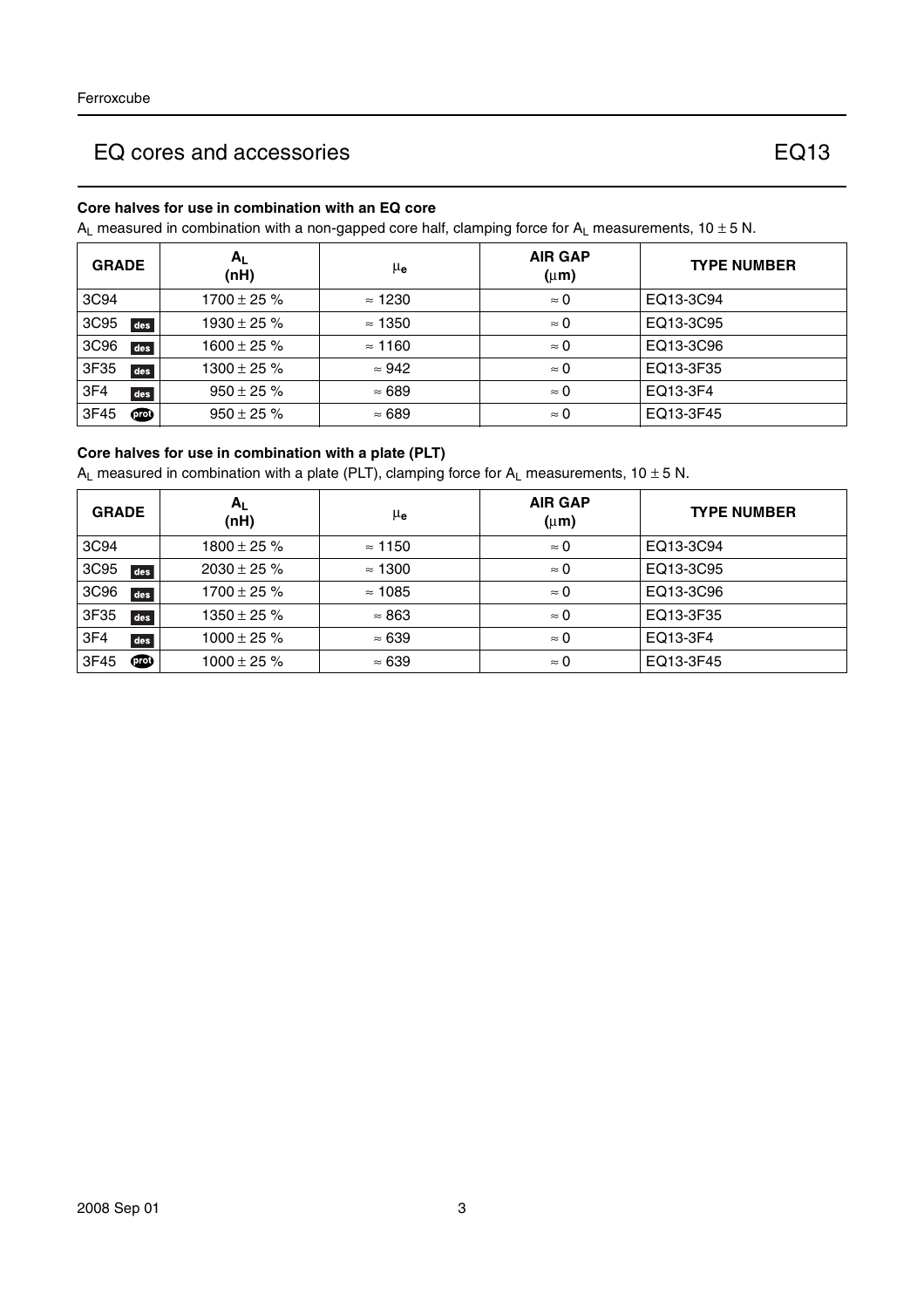## EQ cores and accessories EQ13

### Core halves for use in combination with an EQ core

$A_L$ measured in combination with a non-gapped core half, clamping force for $A_L$ measurements, 10 ± 5 N.

| GRADE | $A_L$ (nH) | $\mu_e$ | AIR GAP ($\mu$m) | TYPE NUMBER |
|---|---|---|---|---|
| 3C94 | 1700 ± 25 % | ≈ 1230 | ≈ 0 | EQ13-3C94 |
| 3C95 des | 1930 ± 25 % | ≈ 1350 | ≈ 0 | EQ13-3C95 |
| 3C96 des | 1600 ± 25 % | ≈ 1160 | ≈ 0 | EQ13-3C96 |
| 3F35 des | 1300 ± 25 % | ≈ 942 | ≈ 0 | EQ13-3F35 |
| 3F4 des | 950 ± 25 % | ≈ 689 | ≈ 0 | EQ13-3F4 |
| 3F45 prot | 950 ± 25 % | ≈ 689 | ≈ 0 | EQ13-3F45 |

### Core halves for use in combination with a plate (PLT)

$A_L$ measured in combination with a plate (PLT), clamping force for $A_L$ measurements, 10 ± 5 N.

| GRADE | $A_L$ (nH) | $\mu_e$ | AIR GAP ($\mu$m) | TYPE NUMBER |
|---|---|---|---|---|
| 3C94 | 1800 ± 25 % | ≈ 1150 | ≈ 0 | EQ13-3C94 |
| 3C95 des | 2030 ± 25 % | ≈ 1300 | ≈ 0 | EQ13-3C95 |
| 3C96 des | 1700 ± 25 % | ≈ 1085 | ≈ 0 | EQ13-3C96 |
| 3F35 des | 1350 ± 25 % | ≈ 863 | ≈ 0 | EQ13-3F35 |
| 3F4 des | 1000 ± 25 % | ≈ 639 | ≈ 0 | EQ13-3F4 |
| 3F45 prot | 1000 ± 25 % | ≈ 639 | ≈ 0 | EQ13-3F45 |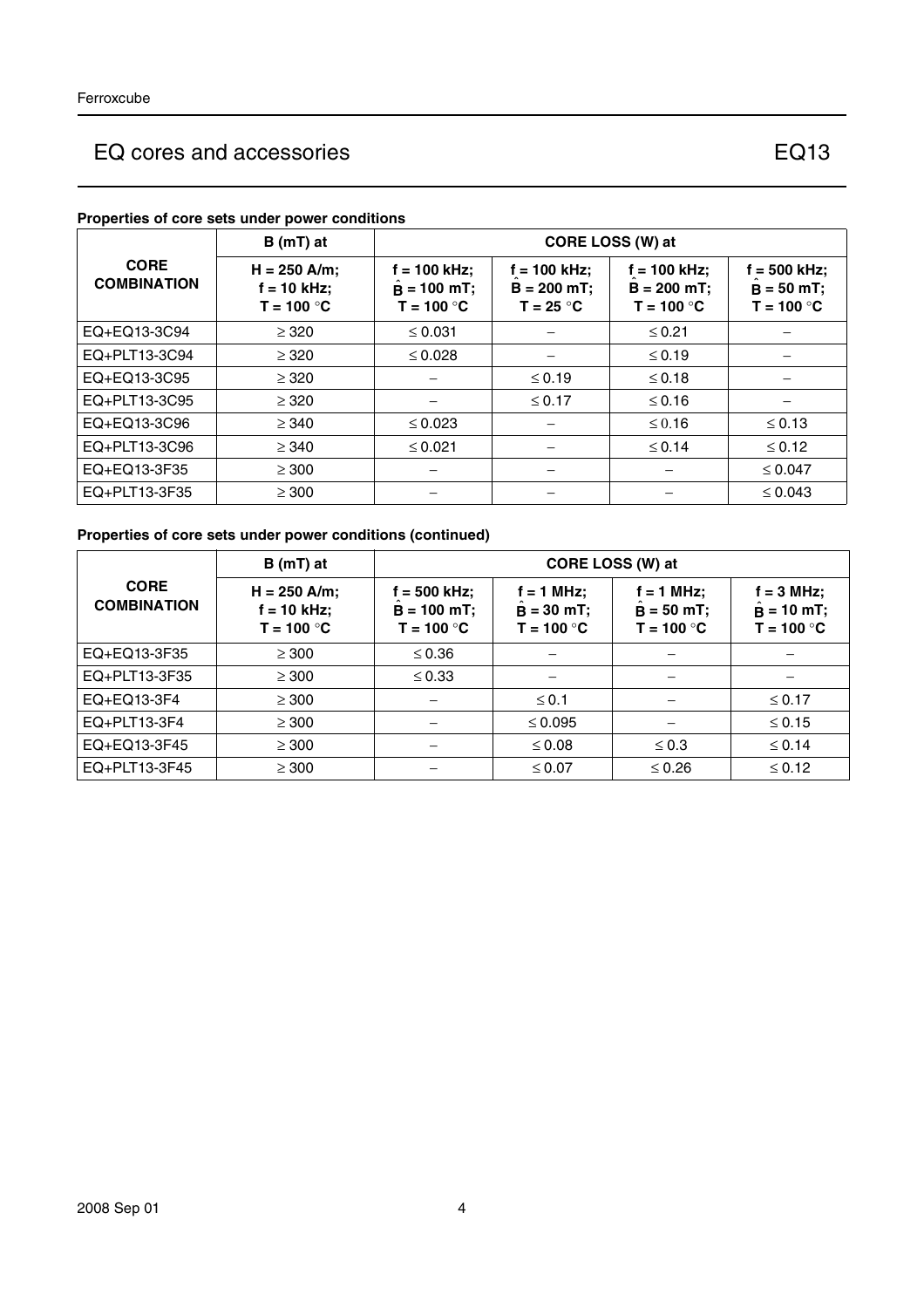## EQ cores and accessories — EQ13

**Properties of core sets under power conditions**

| CORE COMBINATION | B (mT) at | CORE LOSS (W) at | | | |
|---|---|---|---|---|---|
| | H = 250 A/m; f = 10 kHz; T = 100 °C | f = 100 kHz; $\hat{B}$ = 100 mT; T = 100 °C | f = 100 kHz; $\hat{B}$ = 200 mT; T = 25 °C | f = 100 kHz; $\hat{B}$ = 200 mT; T = 100 °C | f = 500 kHz; $\hat{B}$ = 50 mT; T = 100 °C |
| EQ+EQ13-3C94 | ≥ 320 | ≤ 0.031 | − | ≤ 0.21 | − |
| EQ+PLT13-3C94 | ≥ 320 | ≤ 0.028 | − | ≤ 0.19 | − |
| EQ+EQ13-3C95 | ≥ 320 | − | ≤ 0.19 | ≤ 0.18 | − |
| EQ+PLT13-3C95 | ≥ 320 | − | ≤ 0.17 | ≤ 0.16 | − |
| EQ+EQ13-3C96 | ≥ 340 | ≤ 0.023 | − | ≤ 0.16 | ≤ 0.13 |
| EQ+PLT13-3C96 | ≥ 340 | ≤ 0.021 | − | ≤ 0.14 | ≤ 0.12 |
| EQ+EQ13-3F35 | ≥ 300 | − | − | − | ≤ 0.047 |
| EQ+PLT13-3F35 | ≥ 300 | − | − | − | ≤ 0.043 |

**Properties of core sets under power conditions (continued)**

| CORE COMBINATION | B (mT) at | CORE LOSS (W) at | | | |
|---|---|---|---|---|---|
| | H = 250 A/m; f = 10 kHz; T = 100 °C | f = 500 kHz; $\hat{B}$ = 100 mT; T = 100 °C | f = 1 MHz; $\hat{B}$ = 30 mT; T = 100 °C | f = 1 MHz; $\hat{B}$ = 50 mT; T = 100 °C | f = 3 MHz; $\hat{B}$ = 10 mT; T = 100 °C |
| EQ+EQ13-3F35 | ≥ 300 | ≤ 0.36 | − | − | − |
| EQ+PLT13-3F35 | ≥ 300 | ≤ 0.33 | − | − | − |
| EQ+EQ13-3F4 | ≥ 300 | − | ≤ 0.1 | − | ≤ 0.17 |
| EQ+PLT13-3F4 | ≥ 300 | − | ≤ 0.095 | − | ≤ 0.15 |
| EQ+EQ13-3F45 | ≥ 300 | − | ≤ 0.08 | ≤ 0.3 | ≤ 0.14 |
| EQ+PLT13-3F45 | ≥ 300 | − | ≤ 0.07 | ≤ 0.26 | ≤ 0.12 |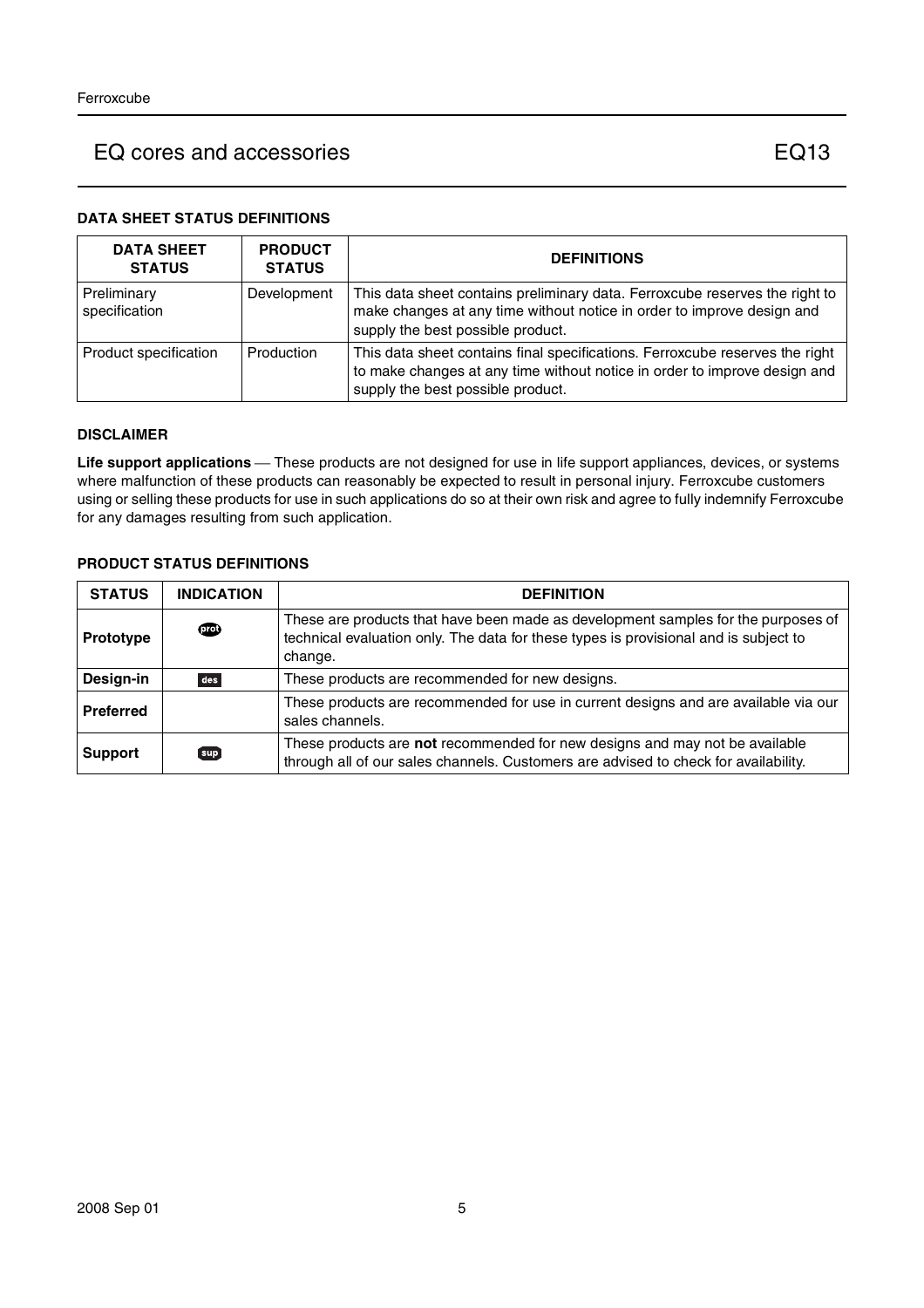## DATA SHEET STATUS DEFINITIONS

| DATA SHEET STATUS | PRODUCT STATUS | DEFINITIONS |
|---|---|---|
| Preliminary specification | Development | This data sheet contains preliminary data. Ferroxcube reserves the right to make changes at any time without notice in order to improve design and supply the best possible product. |
| Product specification | Production | This data sheet contains final specifications. Ferroxcube reserves the right to make changes at any time without notice in order to improve design and supply the best possible product. |

## DISCLAIMER

**Life support applications** — These products are not designed for use in life support appliances, devices, or systems where malfunction of these products can reasonably be expected to result in personal injury. Ferroxcube customers using or selling these products for use in such applications do so at their own risk and agree to fully indemnify Ferroxcube for any damages resulting from such application.

## PRODUCT STATUS DEFINITIONS

| STATUS | INDICATION | DEFINITION |
|---|---|---|
| **Prototype** | prot | These are products that have been made as development samples for the purposes of technical evaluation only. The data for these types is provisional and is subject to change. |
| **Design-in** | des | These products are recommended for new designs. |
| **Preferred** | | These products are recommended for use in current designs and are available via our sales channels. |
| **Support** | sup | These products are **not** recommended for new designs and may not be available through all of our sales channels. Customers are advised to check for availability. |